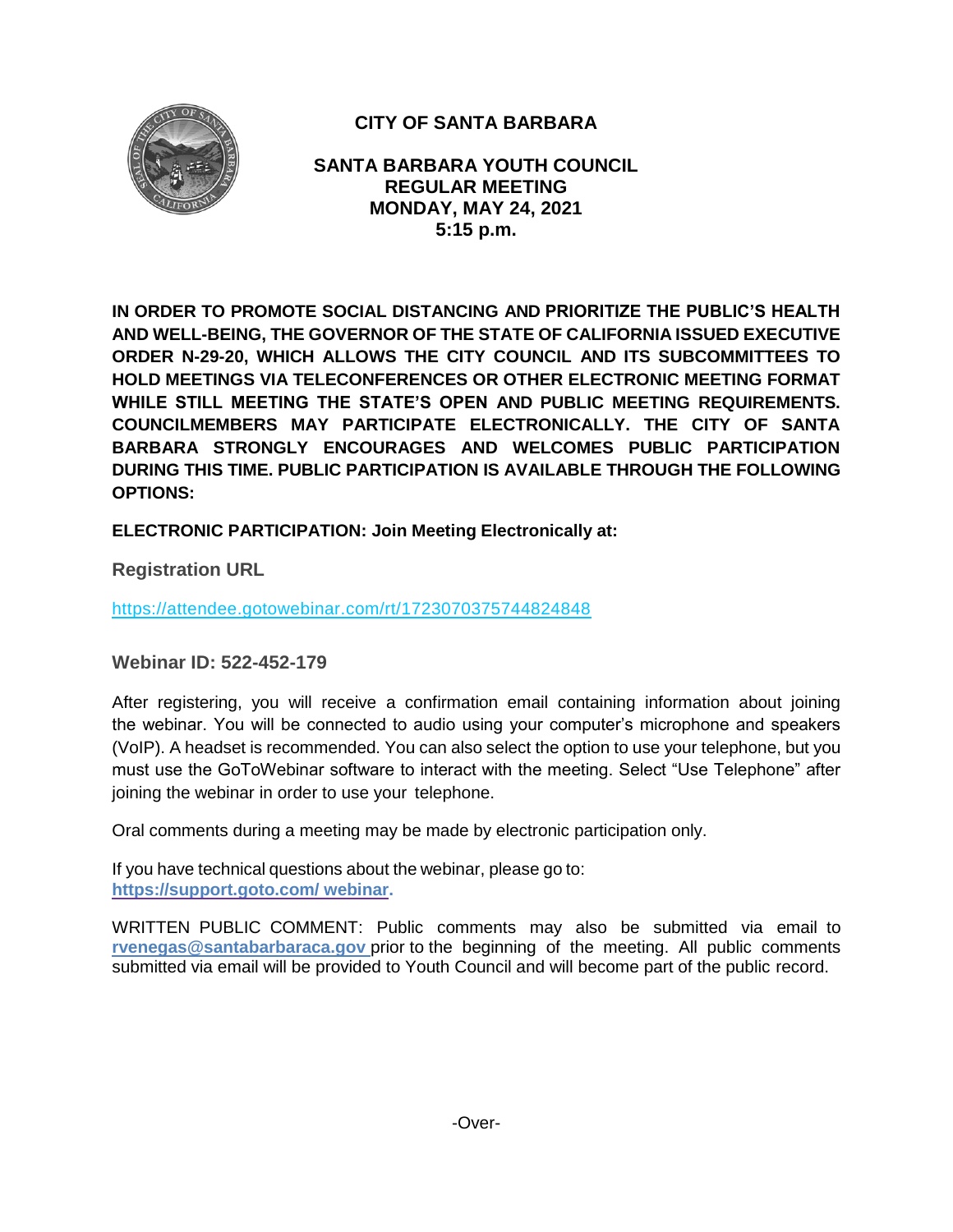# CITY OF SANTA BARBARA

## SANTA BARBARA YOUTH COUNCIL REGULAR MEETING MONDAY, MAY 24, 2021 5:15 p.m.

**IN ORDER TO PROMOTE SOCIAL DISTANCING AND PRIORITIZE THE PUBLIC'S HEALTH AND WELL-BEING, THE GOVERNOR OF THE STATE OF CALIFORNIA ISSUED EXECUTIVE ORDER N-29-20, WHICH ALLOWS THE CITY COUNCIL AND ITS SUBCOMMITTEES TO HOLD MEETINGS VIA TELECONFERENCES OR OTHER ELECTRONIC MEETING FORMAT WHILE STILL MEETING THE STATE'S OPEN AND PUBLIC MEETING REQUIREMENTS. COUNCILMEMBERS MAY PARTICIPATE ELECTRONICALLY. THE CITY OF SANTA BARBARA STRONGLY ENCOURAGES AND WELCOMES PUBLIC PARTICIPATION DURING THIS TIME. PUBLIC PARTICIPATION IS AVAILABLE THROUGH THE FOLLOWING OPTIONS:**

**ELECTRONIC PARTICIPATION: Join Meeting Electronically at:**

**Registration URL**

https://attendee.gotowebinar.com/rt/1723070375744824848

**Webinar ID: 522-452-179**

After registering, you will receive a confirmation email containing information about joining the webinar. You will be connected to audio using your computer's microphone and speakers (VoIP). A headset is recommended. You can also select the option to use your telephone, but you must use the GoToWebinar software to interact with the meeting. Select "Use Telephone" after joining the webinar in order to use your telephone.

Oral comments during a meeting may be made by electronic participation only.

If you have technical questions about the webinar, please go to: **https://support.goto.com/ webinar.**

WRITTEN PUBLIC COMMENT: Public comments may also be submitted via email to **rvenegas@santabarbaraca.gov** prior to the beginning of the meeting. All public comments submitted via email will be provided to Youth Council and will become part of the public record.

-Over-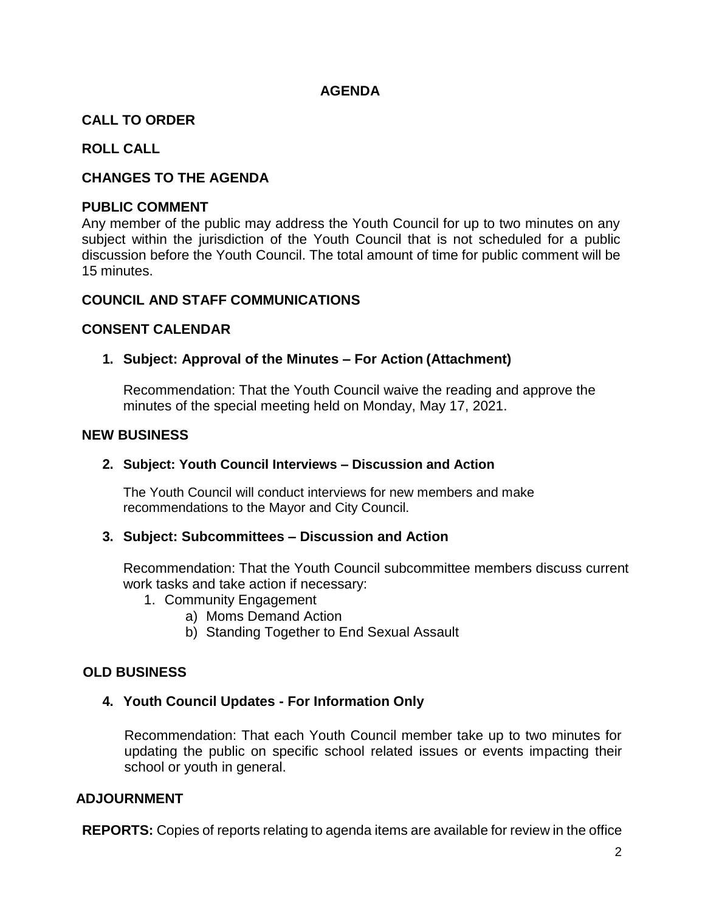# AGENDA

## CALL TO ORDER

## ROLL CALL

## CHANGES TO THE AGENDA

## PUBLIC COMMENT

Any member of the public may address the Youth Council for up to two minutes on any subject within the jurisdiction of the Youth Council that is not scheduled for a public discussion before the Youth Council. The total amount of time for public comment will be 15 minutes.

## COUNCIL AND STAFF COMMUNICATIONS

## CONSENT CALENDAR

**1. Subject: Approval of the Minutes – For Action (Attachment)**

Recommendation: That the Youth Council waive the reading and approve the minutes of the special meeting held on Monday, May 17, 2021.

## NEW BUSINESS

**2. Subject: Youth Council Interviews – Discussion and Action**

The Youth Council will conduct interviews for new members and make recommendations to the Mayor and City Council.

**3. Subject: Subcommittees – Discussion and Action**

Recommendation: That the Youth Council subcommittee members discuss current work tasks and take action if necessary:

1. Community Engagement
   a) Moms Demand Action
   b) Standing Together to End Sexual Assault

## OLD BUSINESS

**4. Youth Council Updates - For Information Only**

Recommendation: That each Youth Council member take up to two minutes for updating the public on specific school related issues or events impacting their school or youth in general.

## ADJOURNMENT

**REPORTS:** Copies of reports relating to agenda items are available for review in the office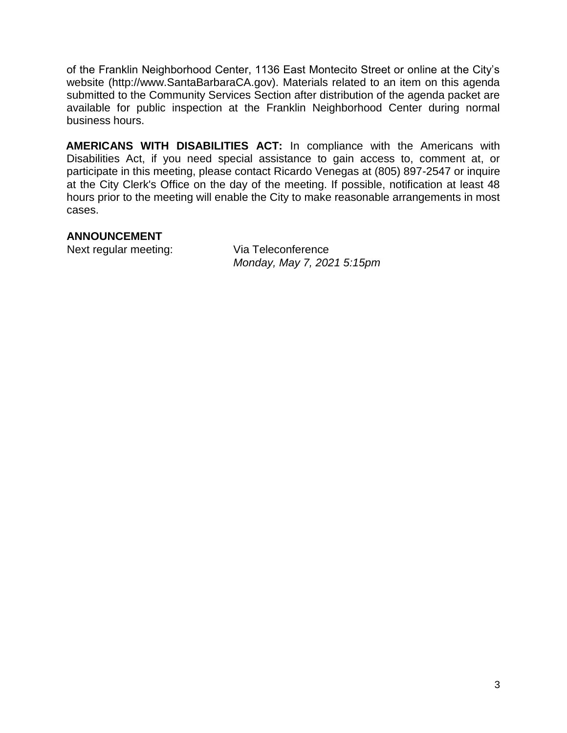of the Franklin Neighborhood Center, 1136 East Montecito Street or online at the City's website (http://www.SantaBarbaraCA.gov). Materials related to an item on this agenda submitted to the Community Services Section after distribution of the agenda packet are available for public inspection at the Franklin Neighborhood Center during normal business hours.

**AMERICANS WITH DISABILITIES ACT:** In compliance with the Americans with Disabilities Act, if you need special assistance to gain access to, comment at, or participate in this meeting, please contact Ricardo Venegas at (805) 897-2547 or inquire at the City Clerk's Office on the day of the meeting. If possible, notification at least 48 hours prior to the meeting will enable the City to make reasonable arrangements in most cases.

**ANNOUNCEMENT**

Next regular meeting: Via Teleconference
*Monday, May 7, 2021 5:15pm*